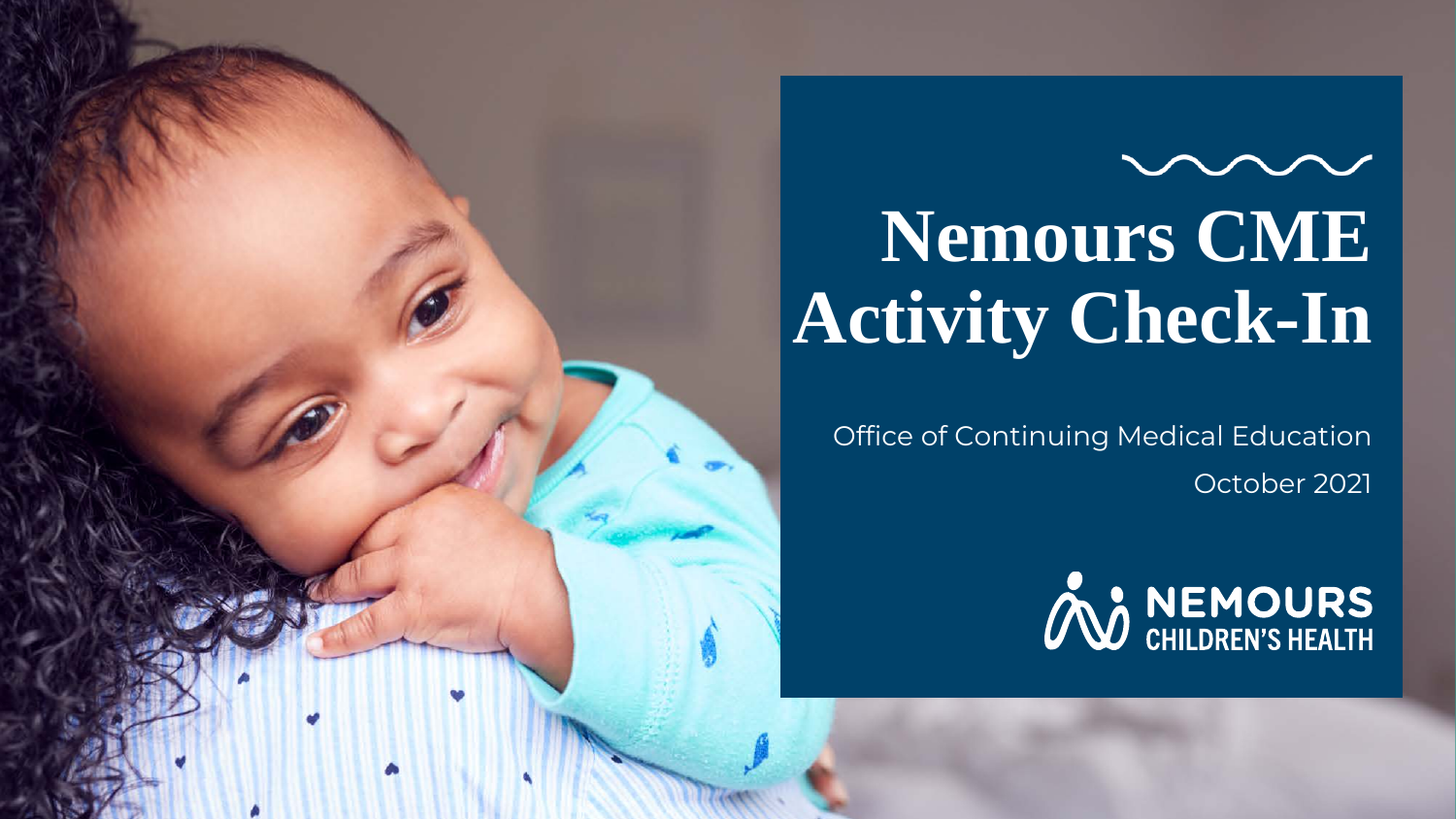# Nemours CME Activity Check-In

Office of Continuing Medical Education

October 2021

NEMOURS CHILDREN'S HEALTH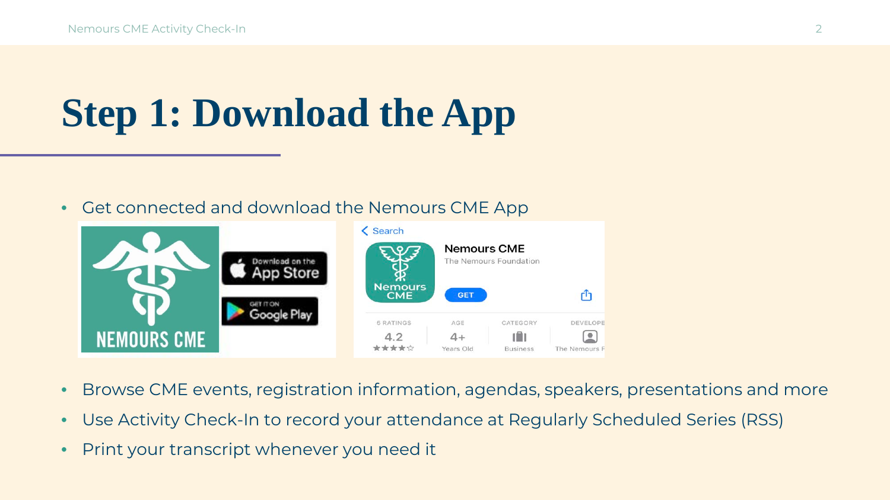# Step 1: Download the App

- Get connected and download the Nemours CME App
- Browse CME events, registration information, agendas, speakers, presentations and more
- Use Activity Check-In to record your attendance at Regularly Scheduled Series (RSS)
- Print your transcript whenever you need it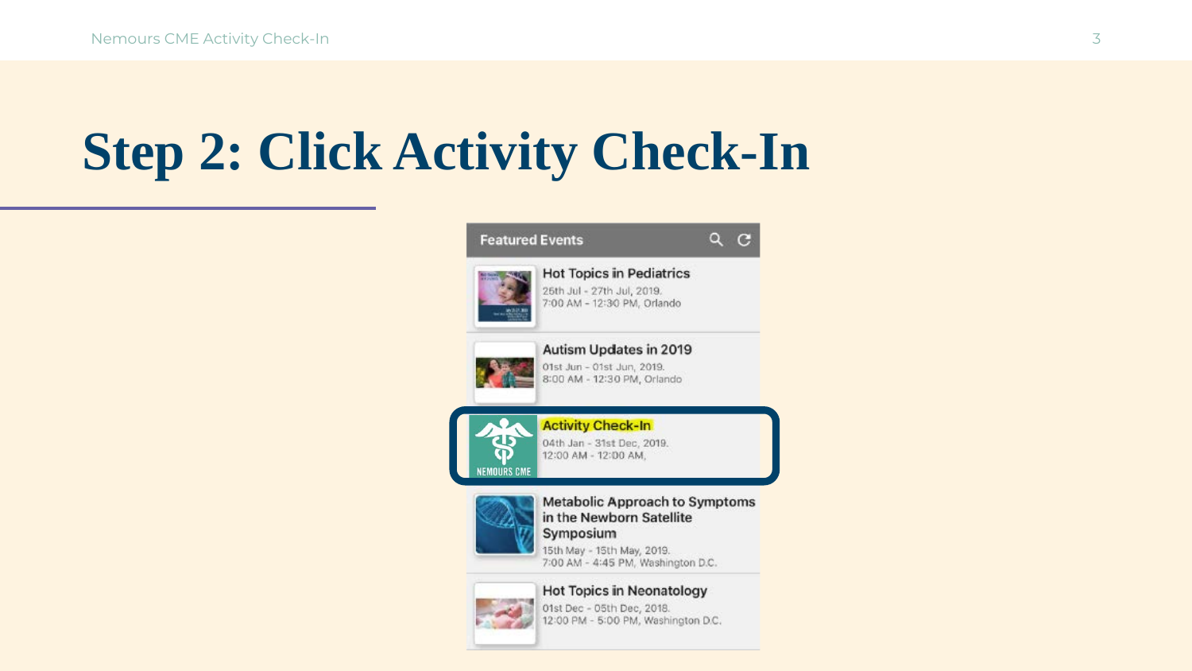# Step 2: Click Activity Check-In

Featured Events

**Hot Topics in Pediatrics**
25th Jul - 27th Jul, 2019.
7:00 AM - 12:30 PM, Orlando

**Autism Updates in 2019**
01st Jun - 01st Jun, 2019.
8:00 AM - 12:30 PM, Orlando

**Activity Check-In**
04th Jan - 31st Dec, 2019.
12:00 AM - 12:00 AM,

**Metabolic Approach to Symptoms in the Newborn Satellite Symposium**
15th May - 15th May, 2019.
7:00 AM - 4:45 PM, Washington D.C.

**Hot Topics in Neonatology**
01st Dec - 05th Dec, 2018.
12:00 PM - 5:00 PM, Washington D.C.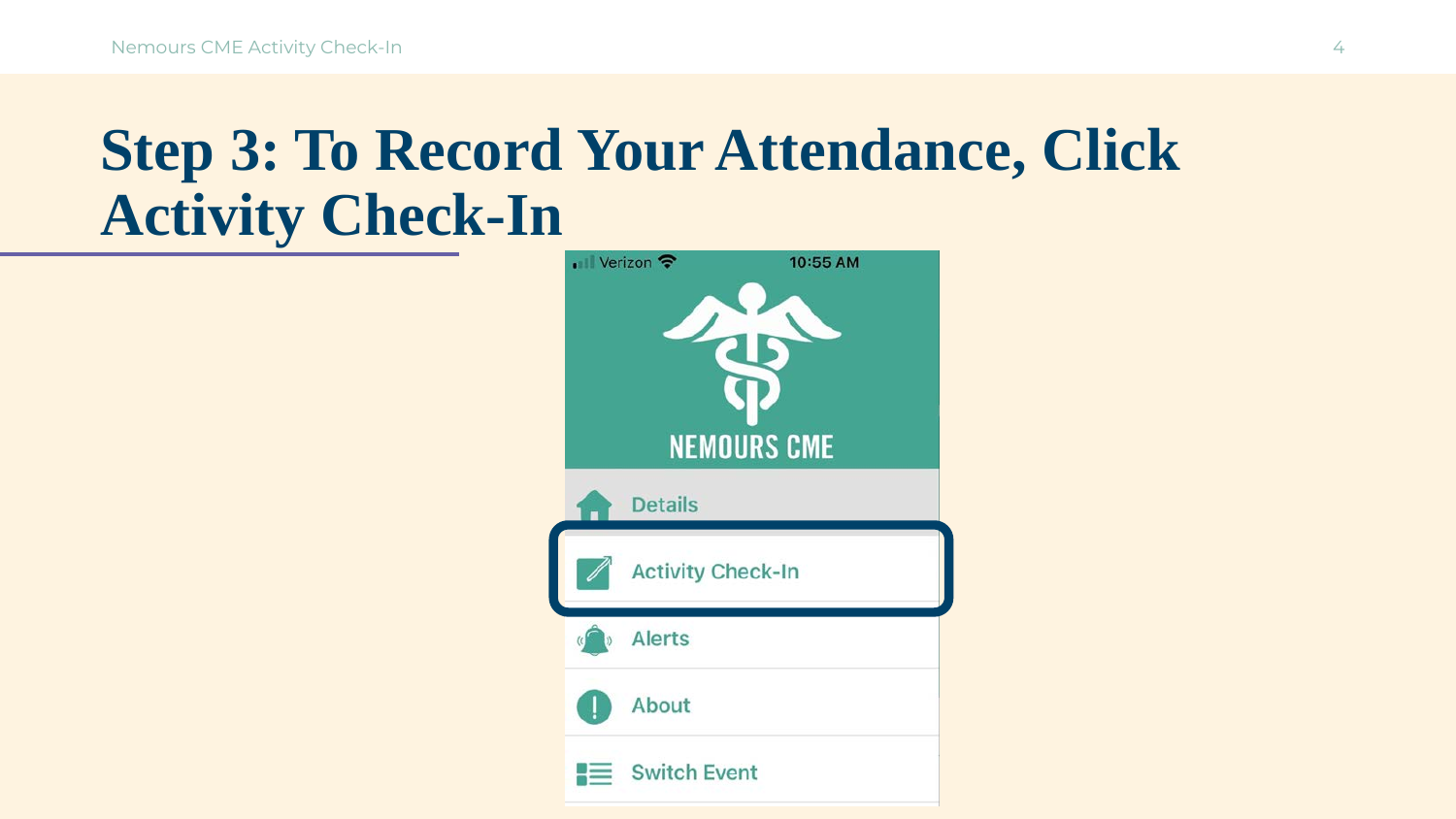# Step 3: To Record Your Attendance, Click Activity Check-In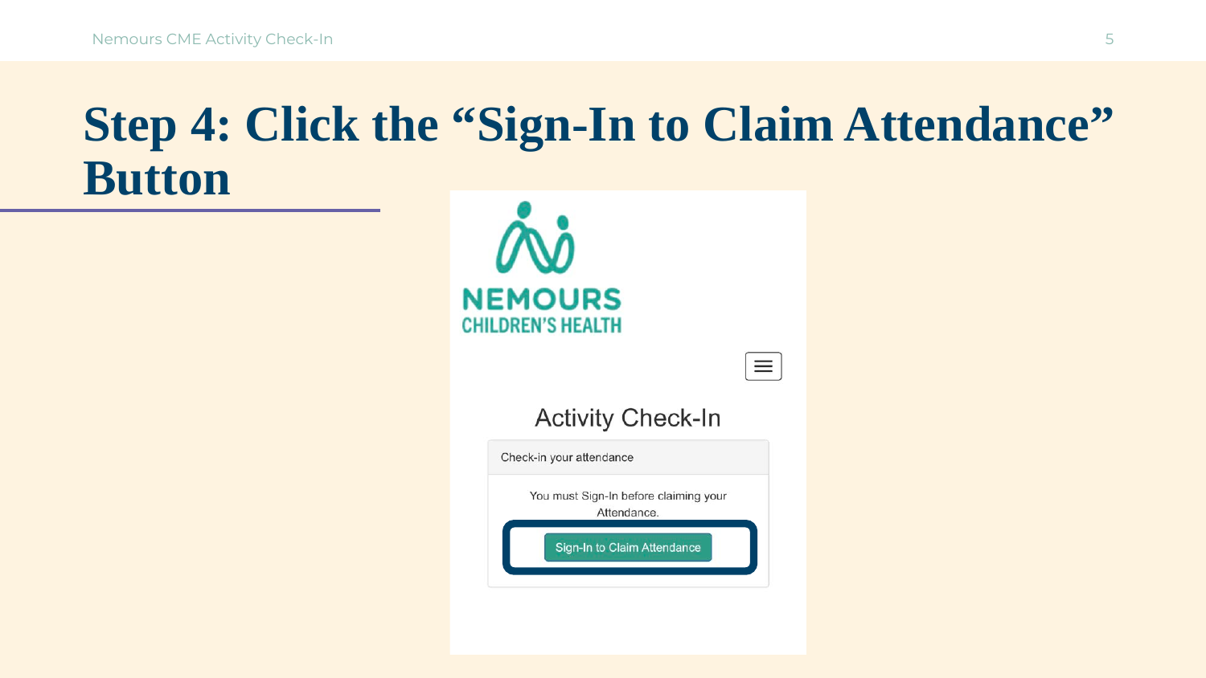# Step 4: Click the "Sign-In to Claim Attendance" Button

NEMOURS CHILDREN'S HEALTH

Activity Check-In

Check-in your attendance

You must Sign-In before claiming your Attendance.

Sign-In to Claim Attendance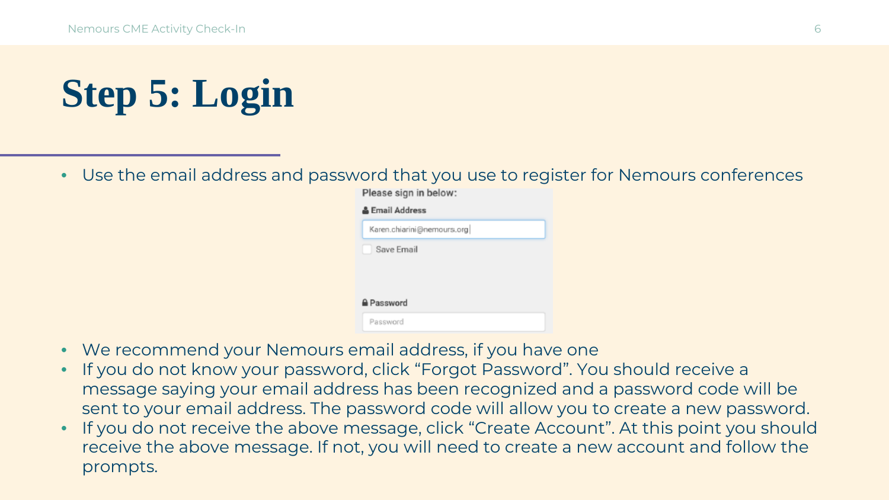# Step 5: Login

- Use the email address and password that you use to register for Nemours conferences

Please sign in below:

Email Address

Karen.chiarini@nemours.org

Save Email

Password

Password

- We recommend your Nemours email address, if you have one
- If you do not know your password, click "Forgot Password". You should receive a message saying your email address has been recognized and a password code will be sent to your email address. The password code will allow you to create a new password.
- If you do not receive the above message, click "Create Account". At this point you should receive the above message. If not, you will need to create a new account and follow the prompts.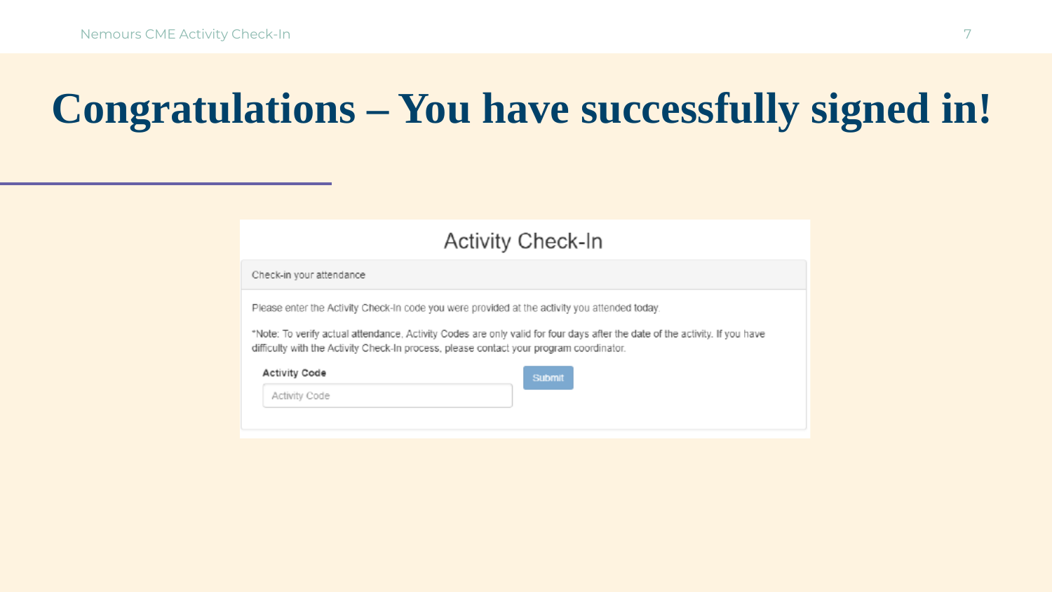# Congratulations – You have successfully signed in!

## Activity Check-In

Check-in your attendance

Please enter the Activity Check-In code you were provided at the activity you attended today.

*Note: To verify actual attendance, Activity Codes are only valid for four days after the date of the activity. If you have difficulty with the Activity Check-In process, please contact your program coordinator.

**Activity Code**

Activity Code

Submit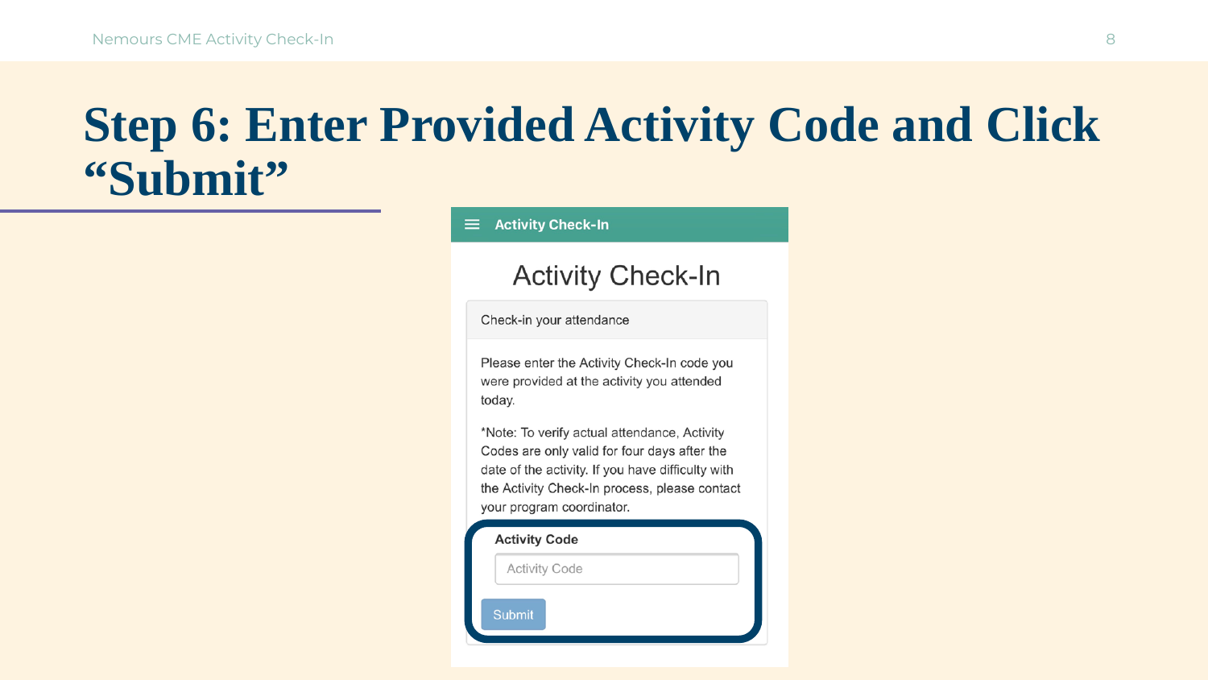# Step 6: Enter Provided Activity Code and Click "Submit"

**Activity Check-In**

## Activity Check-In

Check-in your attendance

Please enter the Activity Check-In code you were provided at the activity you attended today.

*Note: To verify actual attendance, Activity Codes are only valid for four days after the date of the activity. If you have difficulty with the Activity Check-In process, please contact your program coordinator.

**Activity Code**

Activity Code

Submit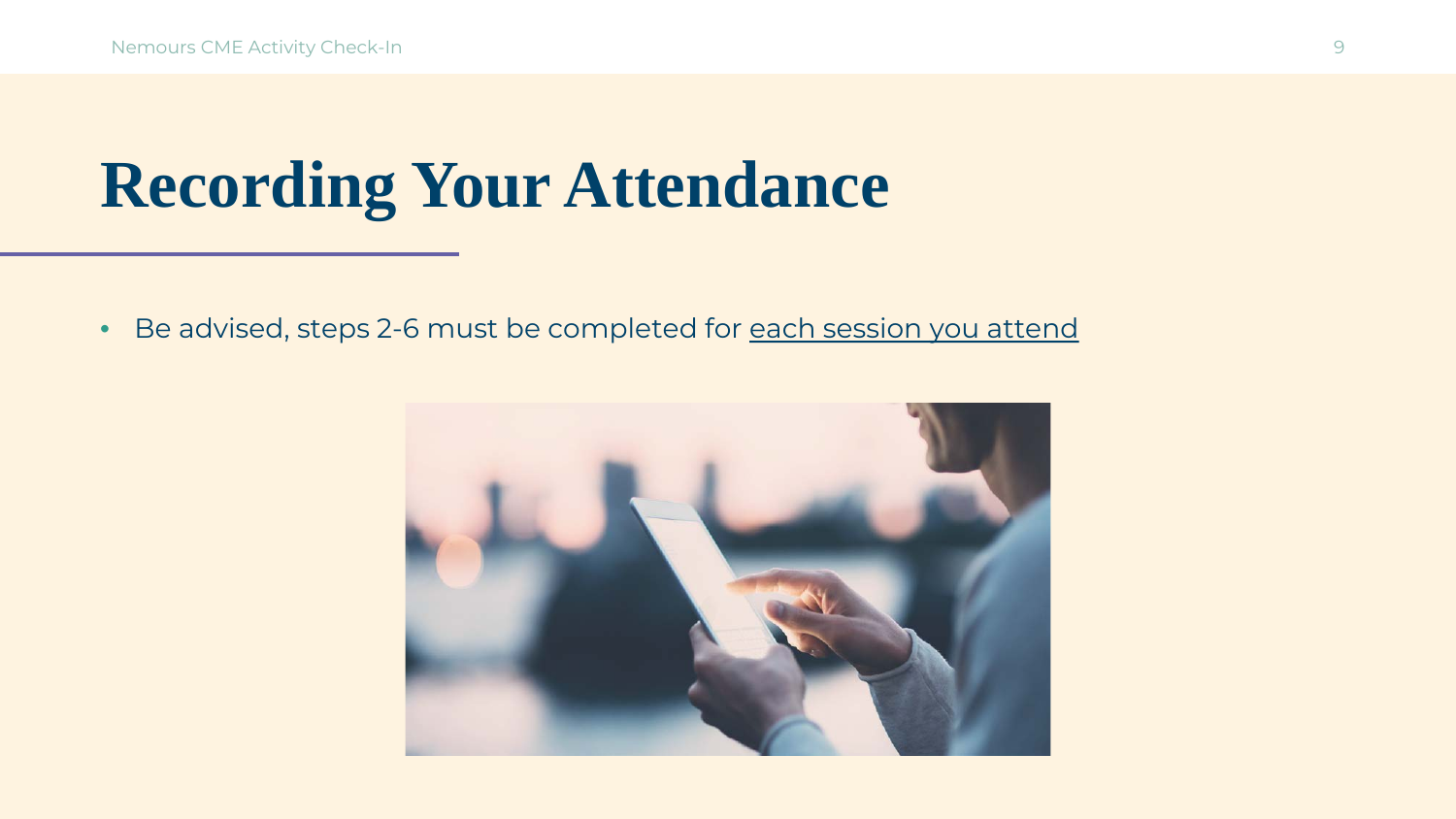# Recording Your Attendance

- Be advised, steps 2-6 must be completed for <u>each session you attend</u>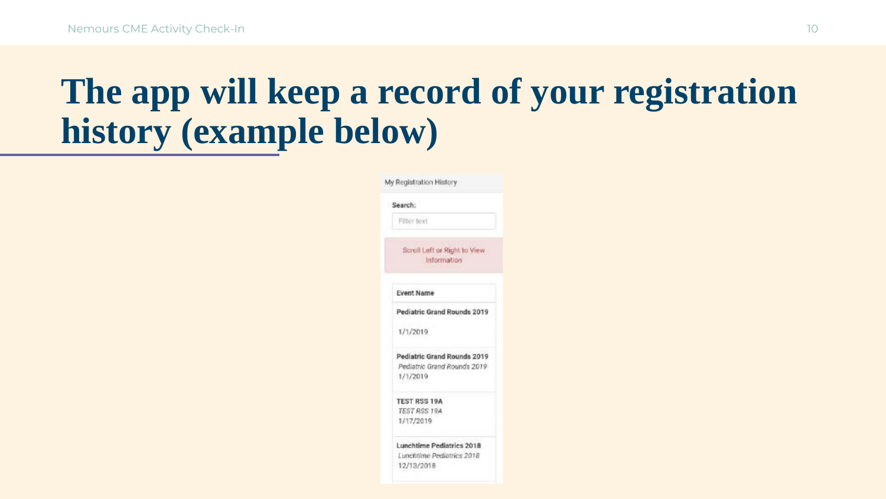# The app will keep a record of your registration history (example below)

My Registration History

Search:

Filter text

Scroll Left or Right to View Information

| Event Name |
|---|
| **Pediatric Grand Rounds 2019**<br>1/1/2019 |
| **Pediatric Grand Rounds 2019**<br>*Pediatric Grand Rounds 2019*<br>1/1/2019 |
| **TEST RSS 19A**<br>*TEST RSS 19A*<br>1/17/2019 |
| **Lunchtime Pediatrics 2018**<br>*Lunchtime Pediatrics 2018*<br>12/13/2018 |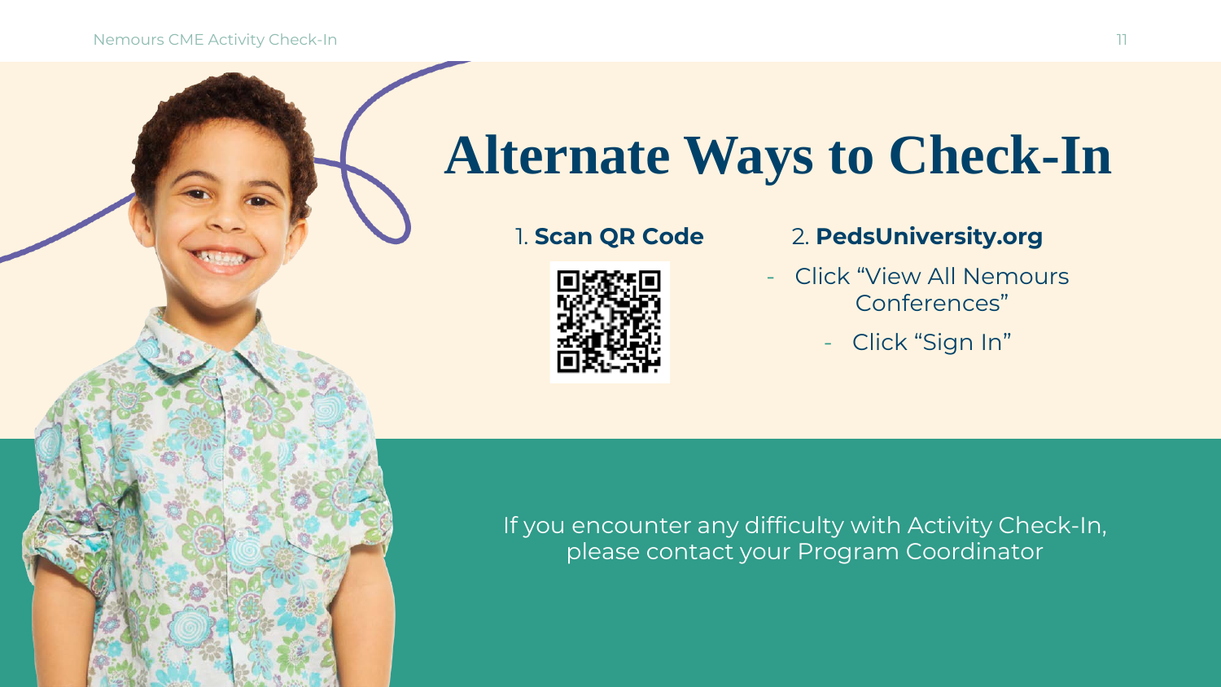# Alternate Ways to Check-In

1. **Scan QR Code**

2. **PedsUniversity.org**

- Click "View All Nemours Conferences"
- Click "Sign In"

If you encounter any difficulty with Activity Check-In, please contact your Program Coordinator